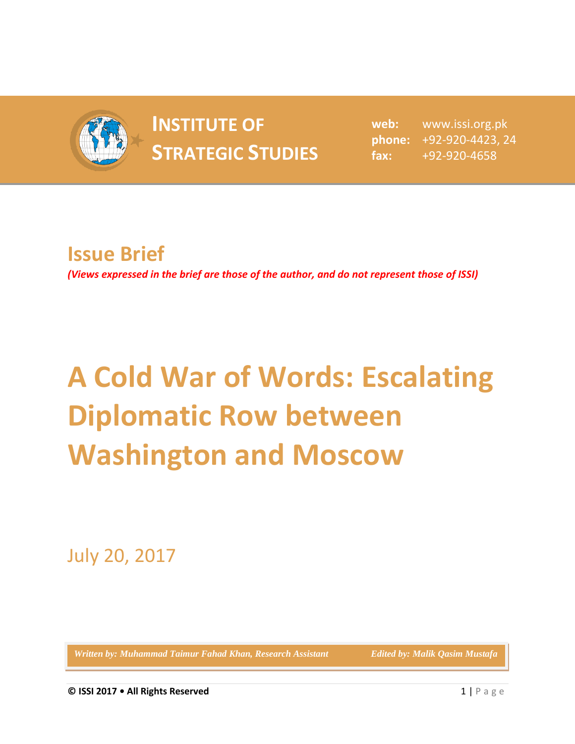**INSTITUTE OF STRATEGIC STUDIES**

**web:** www.issi.org.pk
**phone:** +92-920-4423, 24
**fax:** +92-920-4658

## Issue Brief

***(Views expressed in the brief are those of the author, and do not represent those of ISSI)***

# A Cold War of Words: Escalating Diplomatic Row between Washington and Moscow

July 20, 2017

*Written by: Muhammad Taimur Fahad Khan, Research Assistant*  *Edited by: Malik Qasim Mustafa*

**© ISSI 2017 • All Rights Reserved**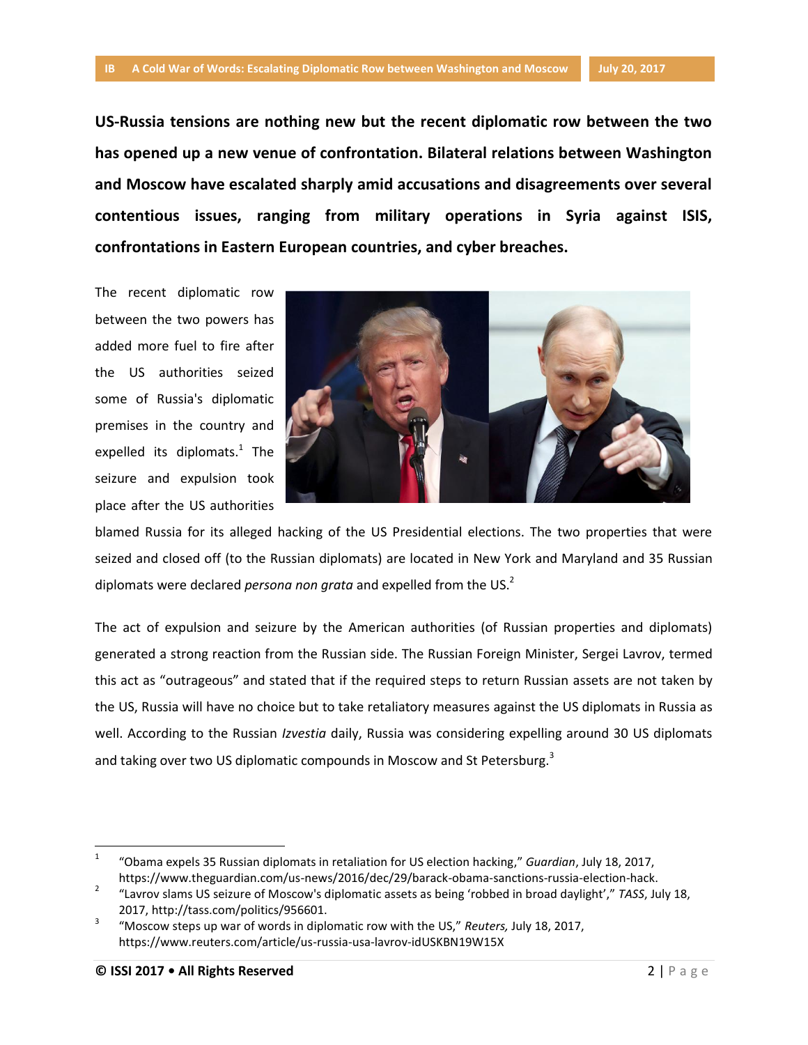**US-Russia tensions are nothing new but the recent diplomatic row between the two has opened up a new venue of confrontation. Bilateral relations between Washington and Moscow have escalated sharply amid accusations and disagreements over several contentious issues, ranging from military operations in Syria against ISIS, confrontations in Eastern European countries, and cyber breaches.**

The recent diplomatic row between the two powers has added more fuel to fire after the US authorities seized some of Russia's diplomatic premises in the country and expelled its diplomats.[1] The seizure and expulsion took place after the US authorities blamed Russia for its alleged hacking of the US Presidential elections. The two properties that were seized and closed off (to the Russian diplomats) are located in New York and Maryland and 35 Russian diplomats were declared *persona non grata* and expelled from the US.[2]

The act of expulsion and seizure by the American authorities (of Russian properties and diplomats) generated a strong reaction from the Russian side. The Russian Foreign Minister, Sergei Lavrov, termed this act as "outrageous" and stated that if the required steps to return Russian assets are not taken by the US, Russia will have no choice but to take retaliatory measures against the US diplomats in Russia as well. According to the Russian *Izvestia* daily, Russia was considering expelling around 30 US diplomats and taking over two US diplomatic compounds in Moscow and St Petersburg.[3]

---

[1] "Obama expels 35 Russian diplomats in retaliation for US election hacking," *Guardian*, July 18, 2017, https://www.theguardian.com/us-news/2016/dec/29/barack-obama-sanctions-russia-election-hack.

[2] "Lavrov slams US seizure of Moscow's diplomatic assets as being 'robbed in broad daylight'," *TASS*, July 18, 2017, http://tass.com/politics/956601.

[3] "Moscow steps up war of words in diplomatic row with the US," *Reuters*, July 18, 2017, https://www.reuters.com/article/us-russia-usa-lavrov-idUSKBN19W15X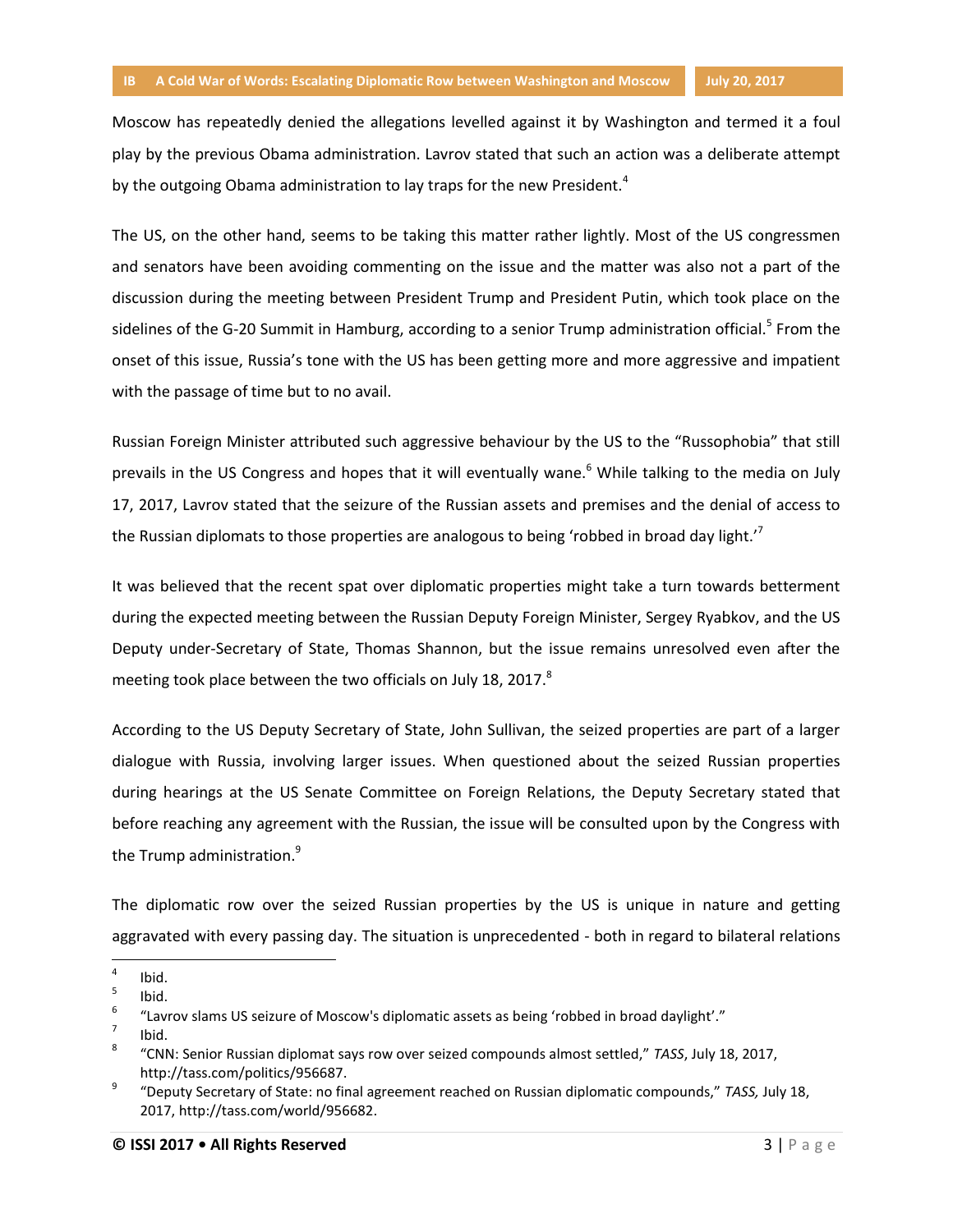Moscow has repeatedly denied the allegations levelled against it by Washington and termed it a foul play by the previous Obama administration. Lavrov stated that such an action was a deliberate attempt by the outgoing Obama administration to lay traps for the new President.[4]

The US, on the other hand, seems to be taking this matter rather lightly. Most of the US congressmen and senators have been avoiding commenting on the issue and the matter was also not a part of the discussion during the meeting between President Trump and President Putin, which took place on the sidelines of the G-20 Summit in Hamburg, according to a senior Trump administration official.[5] From the onset of this issue, Russia's tone with the US has been getting more and more aggressive and impatient with the passage of time but to no avail.

Russian Foreign Minister attributed such aggressive behaviour by the US to the "Russophobia" that still prevails in the US Congress and hopes that it will eventually wane.[6] While talking to the media on July 17, 2017, Lavrov stated that the seizure of the Russian assets and premises and the denial of access to the Russian diplomats to those properties are analogous to being 'robbed in broad day light.'[7]

It was believed that the recent spat over diplomatic properties might take a turn towards betterment during the expected meeting between the Russian Deputy Foreign Minister, Sergey Ryabkov, and the US Deputy under-Secretary of State, Thomas Shannon, but the issue remains unresolved even after the meeting took place between the two officials on July 18, 2017.[8]

According to the US Deputy Secretary of State, John Sullivan, the seized properties are part of a larger dialogue with Russia, involving larger issues. When questioned about the seized Russian properties during hearings at the US Senate Committee on Foreign Relations, the Deputy Secretary stated that before reaching any agreement with the Russian, the issue will be consulted upon by the Congress with the Trump administration.[9]

The diplomatic row over the seized Russian properties by the US is unique in nature and getting aggravated with every passing day. The situation is unprecedented - both in regard to bilateral relations

---

4. Ibid.
5. Ibid.
6. "Lavrov slams US seizure of Moscow's diplomatic assets as being 'robbed in broad daylight'."
7. Ibid.
8. "CNN: Senior Russian diplomat says row over seized compounds almost settled," *TASS*, July 18, 2017, http://tass.com/politics/956687.
9. "Deputy Secretary of State: no final agreement reached on Russian diplomatic compounds," *TASS,* July 18, 2017, http://tass.com/world/956682.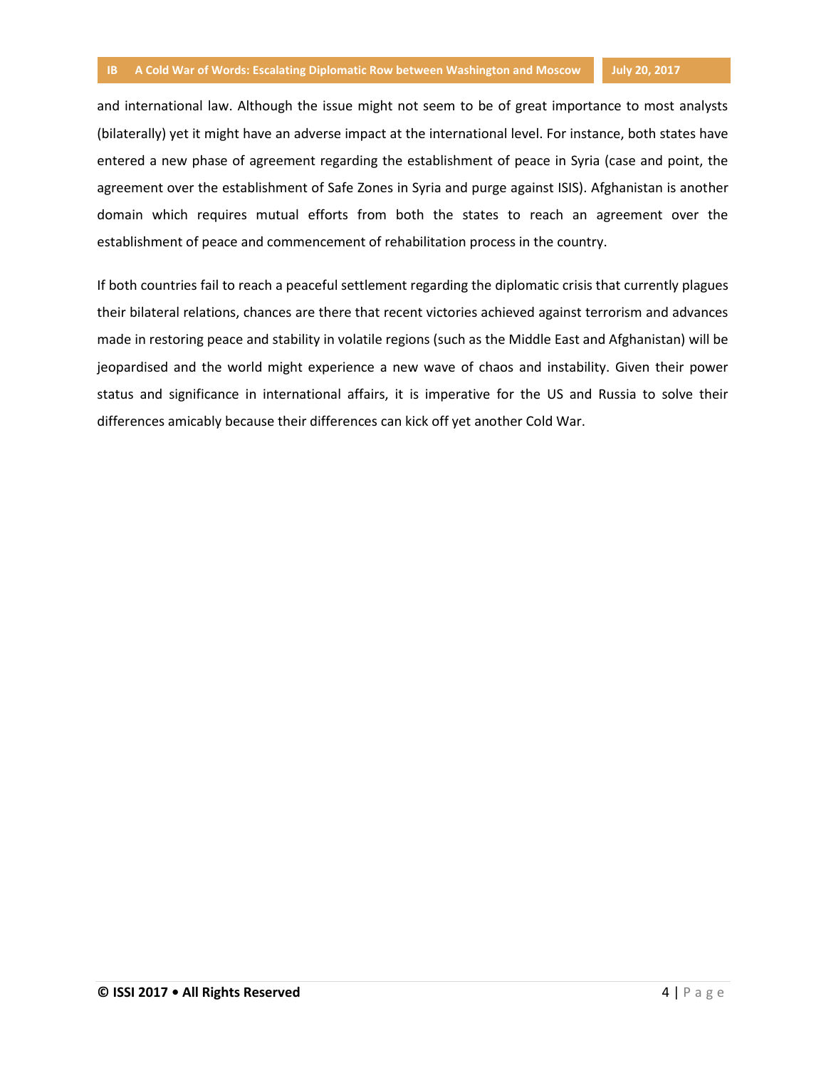and international law. Although the issue might not seem to be of great importance to most analysts (bilaterally) yet it might have an adverse impact at the international level. For instance, both states have entered a new phase of agreement regarding the establishment of peace in Syria (case and point, the agreement over the establishment of Safe Zones in Syria and purge against ISIS). Afghanistan is another domain which requires mutual efforts from both the states to reach an agreement over the establishment of peace and commencement of rehabilitation process in the country.

If both countries fail to reach a peaceful settlement regarding the diplomatic crisis that currently plagues their bilateral relations, chances are there that recent victories achieved against terrorism and advances made in restoring peace and stability in volatile regions (such as the Middle East and Afghanistan) will be jeopardised and the world might experience a new wave of chaos and instability. Given their power status and significance in international affairs, it is imperative for the US and Russia to solve their differences amicably because their differences can kick off yet another Cold War.